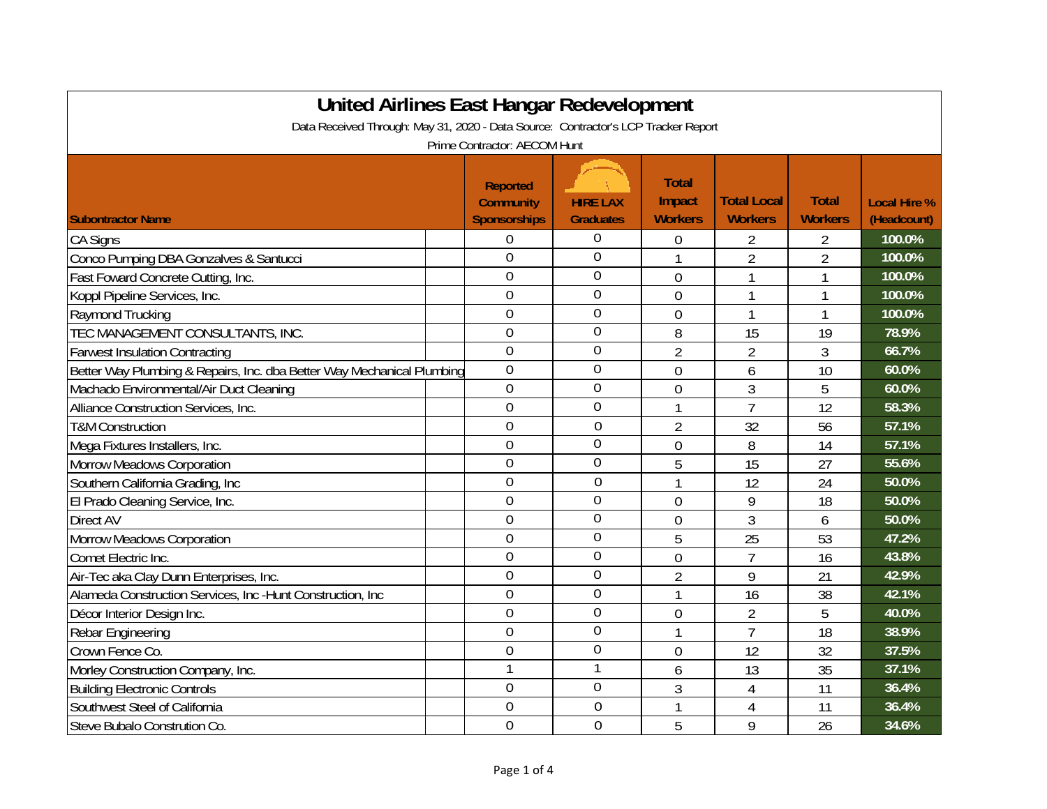# United Airlines East Hangar Redevelopment

Data Received Through: May 31, 2020 - Data Source: Contractor's LCP Tracker Report

Prime Contractor: AECOM Hunt

| Subontractor Name | Reported Community Sponsorships | HIRE LAX Graduates | Total Impact Workers | Total Local Workers | Total Workers | Local Hire % (Headcount) |
|---|---|---|---|---|---|---|
| CA Signs | 0 | 0 | 0 | 2 | 2 | 100.0% |
| Conco Pumping DBA Gonzalves & Santucci | 0 | 0 | 1 | 2 | 2 | 100.0% |
| Fast Foward Concrete Cutting, Inc. | 0 | 0 | 0 | 1 | 1 | 100.0% |
| Koppl Pipeline Services, Inc. | 0 | 0 | 0 | 1 | 1 | 100.0% |
| Raymond Trucking | 0 | 0 | 0 | 1 | 1 | 100.0% |
| TEC MANAGEMENT CONSULTANTS, INC. | 0 | 0 | 8 | 15 | 19 | 78.9% |
| Farwest Insulation Contracting | 0 | 0 | 2 | 2 | 3 | 66.7% |
| Better Way Plumbing & Repairs, Inc. dba Better Way Mechanical Plumbing | 0 | 0 | 0 | 6 | 10 | 60.0% |
| Machado Environmental/Air Duct Cleaning | 0 | 0 | 0 | 3 | 5 | 60.0% |
| Alliance Construction Services, Inc. | 0 | 0 | 1 | 7 | 12 | 58.3% |
| T&M Construction | 0 | 0 | 2 | 32 | 56 | 57.1% |
| Mega Fixtures Installers, Inc. | 0 | 0 | 0 | 8 | 14 | 57.1% |
| Morrow Meadows Corporation | 0 | 0 | 5 | 15 | 27 | 55.6% |
| Southern California Grading, Inc | 0 | 0 | 1 | 12 | 24 | 50.0% |
| El Prado Cleaning Service, Inc. | 0 | 0 | 0 | 9 | 18 | 50.0% |
| Direct AV | 0 | 0 | 0 | 3 | 6 | 50.0% |
| Morrow Meadows Corporation | 0 | 0 | 5 | 25 | 53 | 47.2% |
| Comet Electric Inc. | 0 | 0 | 0 | 7 | 16 | 43.8% |
| Air-Tec aka Clay Dunn Enterprises, Inc. | 0 | 0 | 2 | 9 | 21 | 42.9% |
| Alameda Construction Services, Inc -Hunt Construction, Inc | 0 | 0 | 1 | 16 | 38 | 42.1% |
| Décor Interior Design Inc. | 0 | 0 | 0 | 2 | 5 | 40.0% |
| Rebar Engineering | 0 | 0 | 1 | 7 | 18 | 38.9% |
| Crown Fence Co. | 0 | 0 | 0 | 12 | 32 | 37.5% |
| Morley Construction Company, Inc. | 1 | 1 | 6 | 13 | 35 | 37.1% |
| Building Electronic Controls | 0 | 0 | 3 | 4 | 11 | 36.4% |
| Southwest Steel of California | 0 | 0 | 1 | 4 | 11 | 36.4% |
| Steve Bubalo Constrution Co. | 0 | 0 | 5 | 9 | 26 | 34.6% |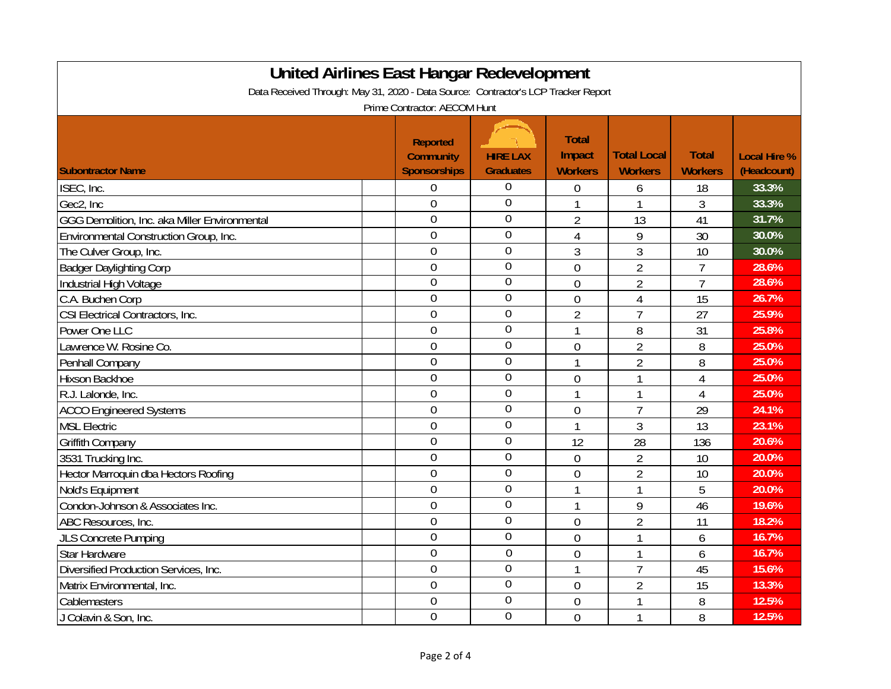# United Airlines East Hangar Redevelopment

Data Received Through: May 31, 2020 - Data Source: Contractor's LCP Tracker Report

Prime Contractor: AECOM Hunt

| Subontractor Name | Reported Community Sponsorships | HIRE LAX Graduates | Total Impact Workers | Total Local Workers | Total Workers | Local Hire % (Headcount) |
|---|---|---|---|---|---|---|
| ISEC, Inc. | 0 | 0 | 0 | 6 | 18 | 33.3% |
| Gec2, Inc | 0 | 0 | 1 | 1 | 3 | 33.3% |
| GGG Demolition, Inc. aka Miller Environmental | 0 | 0 | 2 | 13 | 41 | 31.7% |
| Environmental Construction Group, Inc. | 0 | 0 | 4 | 9 | 30 | 30.0% |
| The Culver Group, Inc. | 0 | 0 | 3 | 3 | 10 | 30.0% |
| Badger Daylighting Corp | 0 | 0 | 0 | 2 | 7 | 28.6% |
| Industrial High Voltage | 0 | 0 | 0 | 2 | 7 | 28.6% |
| C.A. Buchen Corp | 0 | 0 | 0 | 4 | 15 | 26.7% |
| CSI Electrical Contractors, Inc. | 0 | 0 | 2 | 7 | 27 | 25.9% |
| Power One LLC | 0 | 0 | 1 | 8 | 31 | 25.8% |
| Lawrence W. Rosine Co. | 0 | 0 | 0 | 2 | 8 | 25.0% |
| Penhall Company | 0 | 0 | 1 | 2 | 8 | 25.0% |
| Hixson Backhoe | 0 | 0 | 0 | 1 | 4 | 25.0% |
| R.J. Lalonde, Inc. | 0 | 0 | 1 | 1 | 4 | 25.0% |
| ACCO Engineered Systems | 0 | 0 | 0 | 7 | 29 | 24.1% |
| MSL Electric | 0 | 0 | 1 | 3 | 13 | 23.1% |
| Griffith Company | 0 | 0 | 12 | 28 | 136 | 20.6% |
| 3531 Trucking Inc. | 0 | 0 | 0 | 2 | 10 | 20.0% |
| Hector Marroquin dba Hectors Roofing | 0 | 0 | 0 | 2 | 10 | 20.0% |
| Nold's Equipment | 0 | 0 | 1 | 1 | 5 | 20.0% |
| Condon-Johnson & Associates Inc. | 0 | 0 | 1 | 9 | 46 | 19.6% |
| ABC Resources, Inc. | 0 | 0 | 0 | 2 | 11 | 18.2% |
| JLS Concrete Pumping | 0 | 0 | 0 | 1 | 6 | 16.7% |
| Star Hardware | 0 | 0 | 0 | 1 | 6 | 16.7% |
| Diversified Production Services, Inc. | 0 | 0 | 1 | 7 | 45 | 15.6% |
| Matrix Environmental, Inc. | 0 | 0 | 0 | 2 | 15 | 13.3% |
| Cablemasters | 0 | 0 | 0 | 1 | 8 | 12.5% |
| J Colavin & Son, Inc. | 0 | 0 | 0 | 1 | 8 | 12.5% |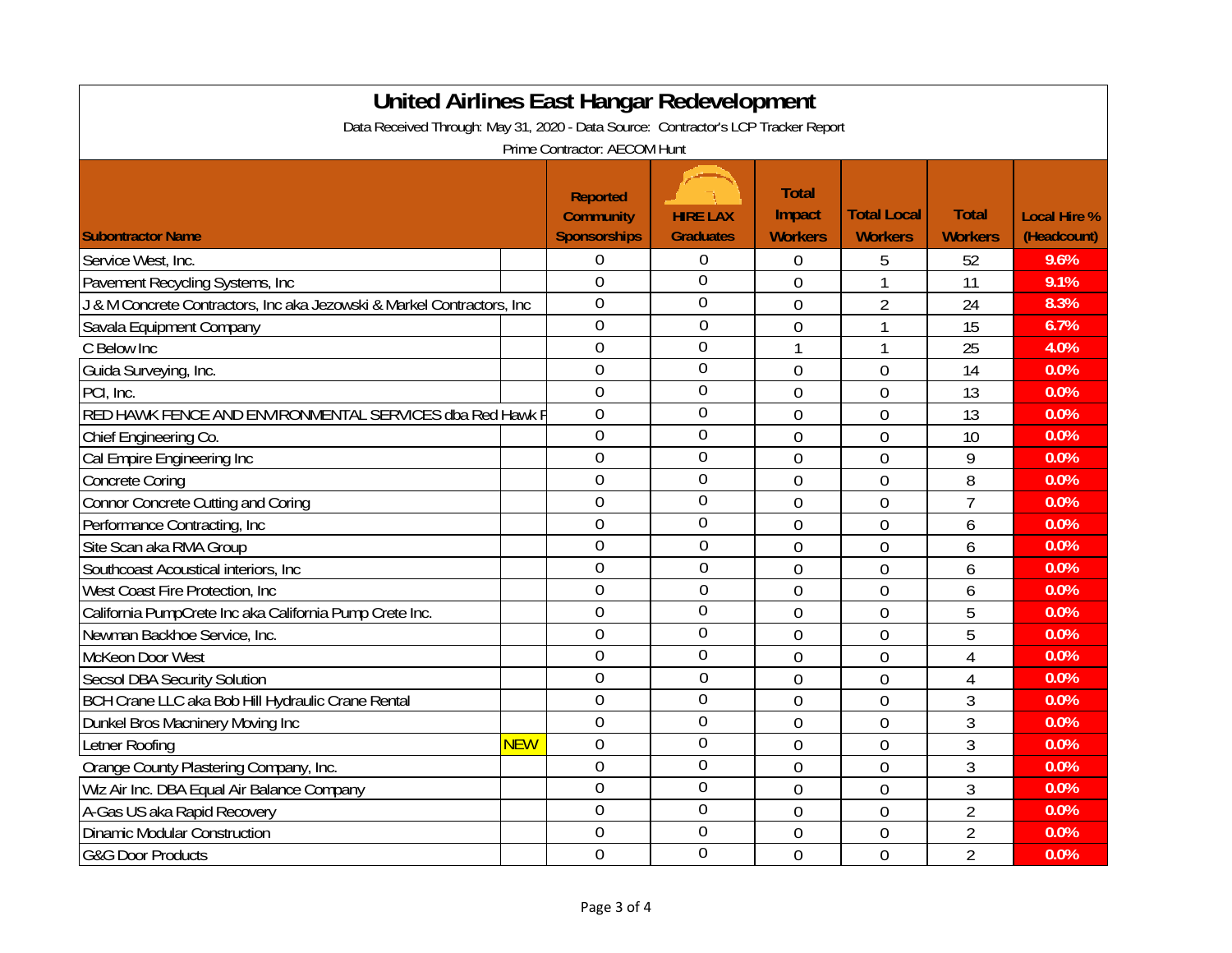# United Airlines East Hangar Redevelopment

Data Received Through: May 31, 2020 - Data Source: Contractor's LCP Tracker Report

Prime Contractor: AECOM Hunt

| Subontractor Name | | Reported Community Sponsorships | HIRE LAX Graduates | Total Impact Workers | Total Local Workers | Total Workers | Local Hire % (Headcount) |
|---|---|---|---|---|---|---|---|
| Service West, Inc. | | 0 | 0 | 0 | 5 | 52 | 9.6% |
| Pavement Recycling Systems, Inc | | 0 | 0 | 0 | 1 | 11 | 9.1% |
| J & M Concrete Contractors, Inc aka Jezowski & Markel Contractors, Inc | | 0 | 0 | 0 | 2 | 24 | 8.3% |
| Savala Equipment Company | | 0 | 0 | 0 | 1 | 15 | 6.7% |
| C Below Inc | | 0 | 0 | 1 | 1 | 25 | 4.0% |
| Guida Surveying, Inc. | | 0 | 0 | 0 | 0 | 14 | 0.0% |
| PCI, Inc. | | 0 | 0 | 0 | 0 | 13 | 0.0% |
| RED HAWK FENCE AND ENVIRONMENTAL SERVICES dba Red Hawk F | | 0 | 0 | 0 | 0 | 13 | 0.0% |
| Chief Engineering Co. | | 0 | 0 | 0 | 0 | 10 | 0.0% |
| Cal Empire Engineering Inc | | 0 | 0 | 0 | 0 | 9 | 0.0% |
| Concrete Coring | | 0 | 0 | 0 | 0 | 8 | 0.0% |
| Connor Concrete Cutting and Coring | | 0 | 0 | 0 | 0 | 7 | 0.0% |
| Performance Contracting, Inc | | 0 | 0 | 0 | 0 | 6 | 0.0% |
| Site Scan aka RMA Group | | 0 | 0 | 0 | 0 | 6 | 0.0% |
| Southcoast Acoustical interiors, Inc | | 0 | 0 | 0 | 0 | 6 | 0.0% |
| West Coast Fire Protection, Inc | | 0 | 0 | 0 | 0 | 6 | 0.0% |
| California PumpCrete Inc aka California Pump Crete Inc. | | 0 | 0 | 0 | 0 | 5 | 0.0% |
| Newman Backhoe Service, Inc. | | 0 | 0 | 0 | 0 | 5 | 0.0% |
| McKeon Door West | | 0 | 0 | 0 | 0 | 4 | 0.0% |
| Secsol DBA Security Solution | | 0 | 0 | 0 | 0 | 4 | 0.0% |
| BCH Crane LLC aka Bob Hill Hydraulic Crane Rental | | 0 | 0 | 0 | 0 | 3 | 0.0% |
| Dunkel Bros Macninery Moving Inc | | 0 | 0 | 0 | 0 | 3 | 0.0% |
| Letner Roofing | NEW | 0 | 0 | 0 | 0 | 3 | 0.0% |
| Orange County Plastering Company, Inc. | | 0 | 0 | 0 | 0 | 3 | 0.0% |
| Wiz Air Inc. DBA Equal Air Balance Company | | 0 | 0 | 0 | 0 | 3 | 0.0% |
| A-Gas US aka Rapid Recovery | | 0 | 0 | 0 | 0 | 2 | 0.0% |
| Dinamic Modular Construction | | 0 | 0 | 0 | 0 | 2 | 0.0% |
| G&G Door Products | | 0 | 0 | 0 | 0 | 2 | 0.0% |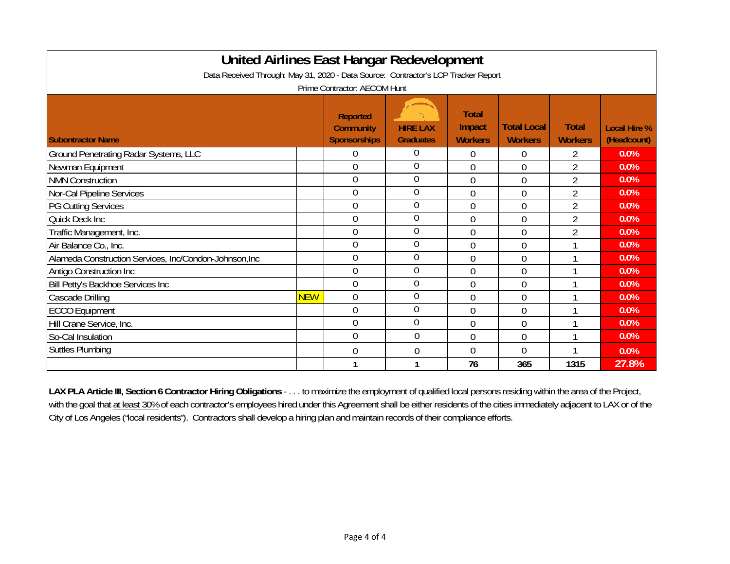# United Airlines East Hangar Redevelopment

Data Received Through: May 31, 2020 - Data Source: Contractor's LCP Tracker Report

Prime Contractor: AECOM Hunt

| Subontractor Name | | Reported Community Sponsorships | HIRE LAX Graduates | Total Impact Workers | Total Local Workers | Total Workers | Local Hire % (Headcount) |
|---|---|---|---|---|---|---|---|
| Ground Penetrating Radar Systems, LLC | | 0 | 0 | 0 | 0 | 2 | 0.0% |
| Newman Equipment | | 0 | 0 | 0 | 0 | 2 | 0.0% |
| NMN Construction | | 0 | 0 | 0 | 0 | 2 | 0.0% |
| Nor-Cal Pipeline Services | | 0 | 0 | 0 | 0 | 2 | 0.0% |
| PG Cutting Services | | 0 | 0 | 0 | 0 | 2 | 0.0% |
| Quick Deck Inc | | 0 | 0 | 0 | 0 | 2 | 0.0% |
| Traffic Management, Inc. | | 0 | 0 | 0 | 0 | 2 | 0.0% |
| Air Balance Co., Inc. | | 0 | 0 | 0 | 0 | 1 | 0.0% |
| Alameda Construction Services, Inc/Condon-Johnson,Inc | | 0 | 0 | 0 | 0 | 1 | 0.0% |
| Antigo Construction Inc | | 0 | 0 | 0 | 0 | 1 | 0.0% |
| Bill Petty's Backhoe Services Inc | | 0 | 0 | 0 | 0 | 1 | 0.0% |
| Cascade Drilling | NEW | 0 | 0 | 0 | 0 | 1 | 0.0% |
| ECCO Equipment | | 0 | 0 | 0 | 0 | 1 | 0.0% |
| Hill Crane Service, Inc. | | 0 | 0 | 0 | 0 | 1 | 0.0% |
| So-Cal Insulation | | 0 | 0 | 0 | 0 | 1 | 0.0% |
| Suttles Plumbing | | 0 | 0 | 0 | 0 | 1 | 0.0% |
| | | **1** | **1** | **76** | **365** | **1315** | **27.8%** |

**LAX PLA Article III, Section 6 Contractor Hiring Obligations** - . . . to maximize the employment of qualified local persons residing within the area of the Project, with the goal that at least 30% of each contractor's employees hired under this Agreement shall be either residents of the cities immediately adjacent to LAX or of the City of Los Angeles ("local residents"). Contractors shall develop a hiring plan and maintain records of their compliance efforts.